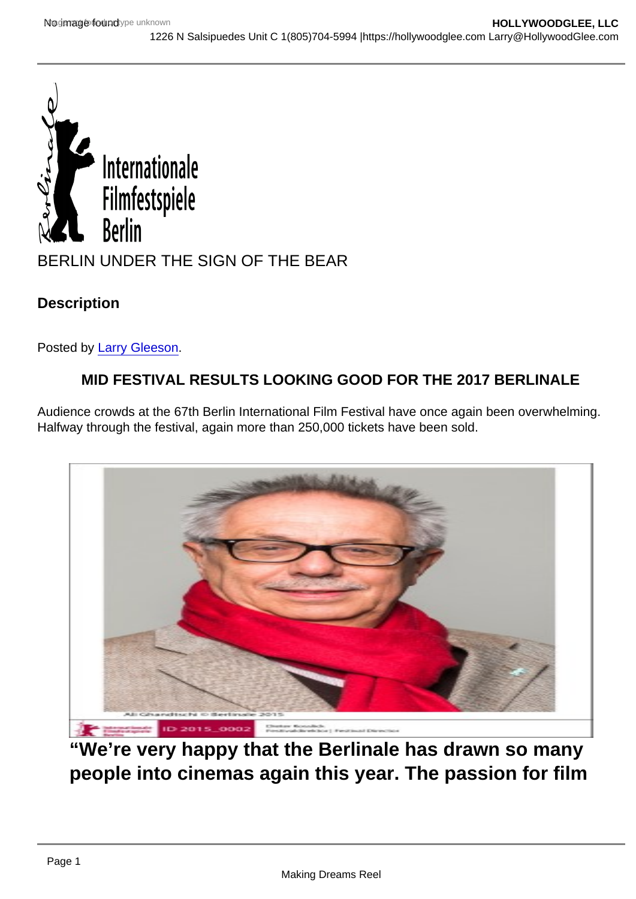# BERLIN UNDER THE SIGN OF THE BEAR

## Description

Posted by Larry Gleeson.

### MID FESTIVAL RESULTS LOOKING GOOD FOR THE 2017 BERLINALE

Audience crowds at the 67th Berlin International Film Festival have once again been overwhelming. Halfway through the festival, again more than 250,000 tickets have been sold.

**"We're very happy that the Berlinale has drawn so many people into cinemas again this year. The passion for film**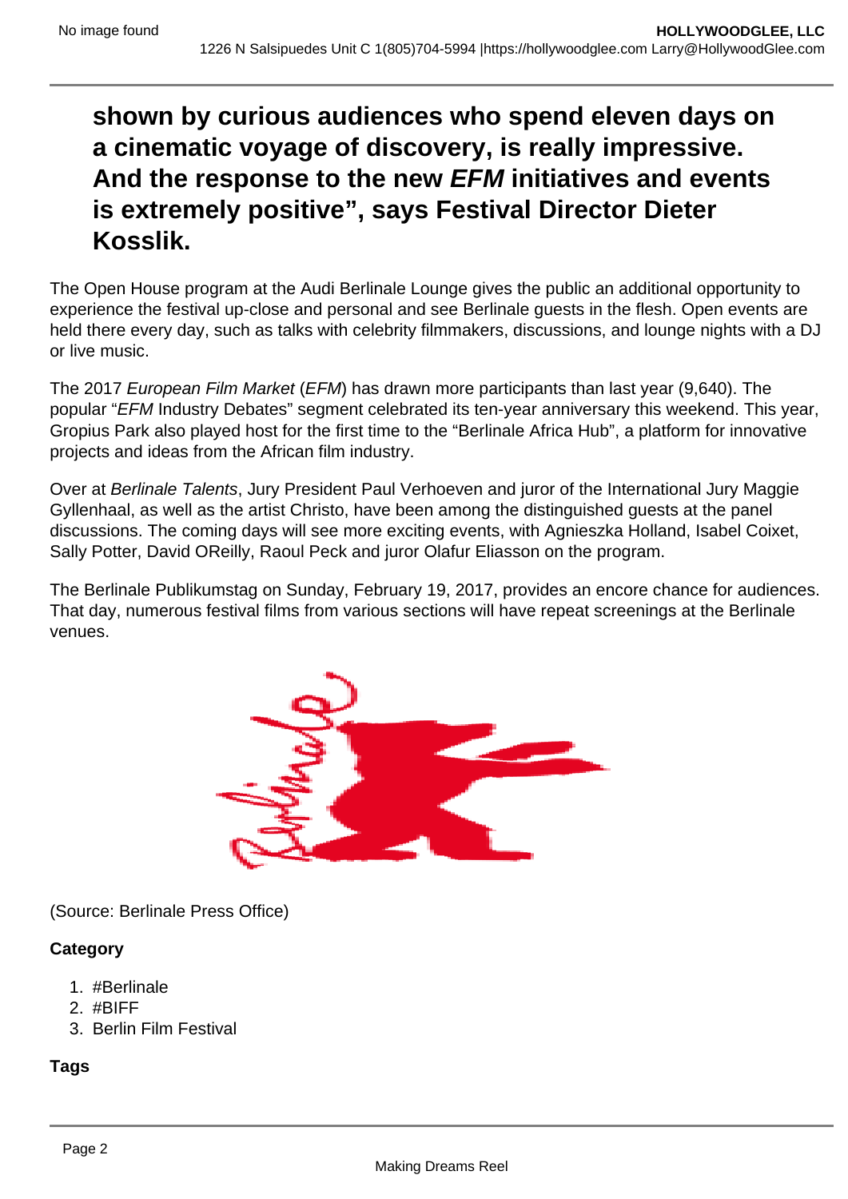**shown by curious audiences who spend eleven days on a cinematic voyage of discovery, is really impressive. And the response to the new *EFM* initiatives and events is extremely positive", says Festival Director Dieter Kosslik.**

The Open House program at the Audi Berlinale Lounge gives the public an additional opportunity to experience the festival up-close and personal and see Berlinale guests in the flesh. Open events are held there every day, such as talks with celebrity filmmakers, discussions, and lounge nights with a DJ or live music.

The 2017 *European Film Market* (*EFM*) has drawn more participants than last year (9,640). The popular "*EFM* Industry Debates" segment celebrated its ten-year anniversary this weekend. This year, Gropius Park also played host for the first time to the "Berlinale Africa Hub", a platform for innovative projects and ideas from the African film industry.

Over at *Berlinale Talents*, Jury President Paul Verhoeven and juror of the International Jury Maggie Gyllenhaal, as well as the artist Christo, have been among the distinguished guests at the panel discussions. The coming days will see more exciting events, with Agnieszka Holland, Isabel Coixet, Sally Potter, David OReilly, Raoul Peck and juror Olafur Eliasson on the program.

The Berlinale Publikumstag on Sunday, February 19, 2017, provides an encore chance for audiences. That day, numerous festival films from various sections will have repeat screenings at the Berlinale venues.

(Source: Berlinale Press Office)

**Category**

1. #Berlinale
2. #BIFF
3. Berlin Film Festival

**Tags**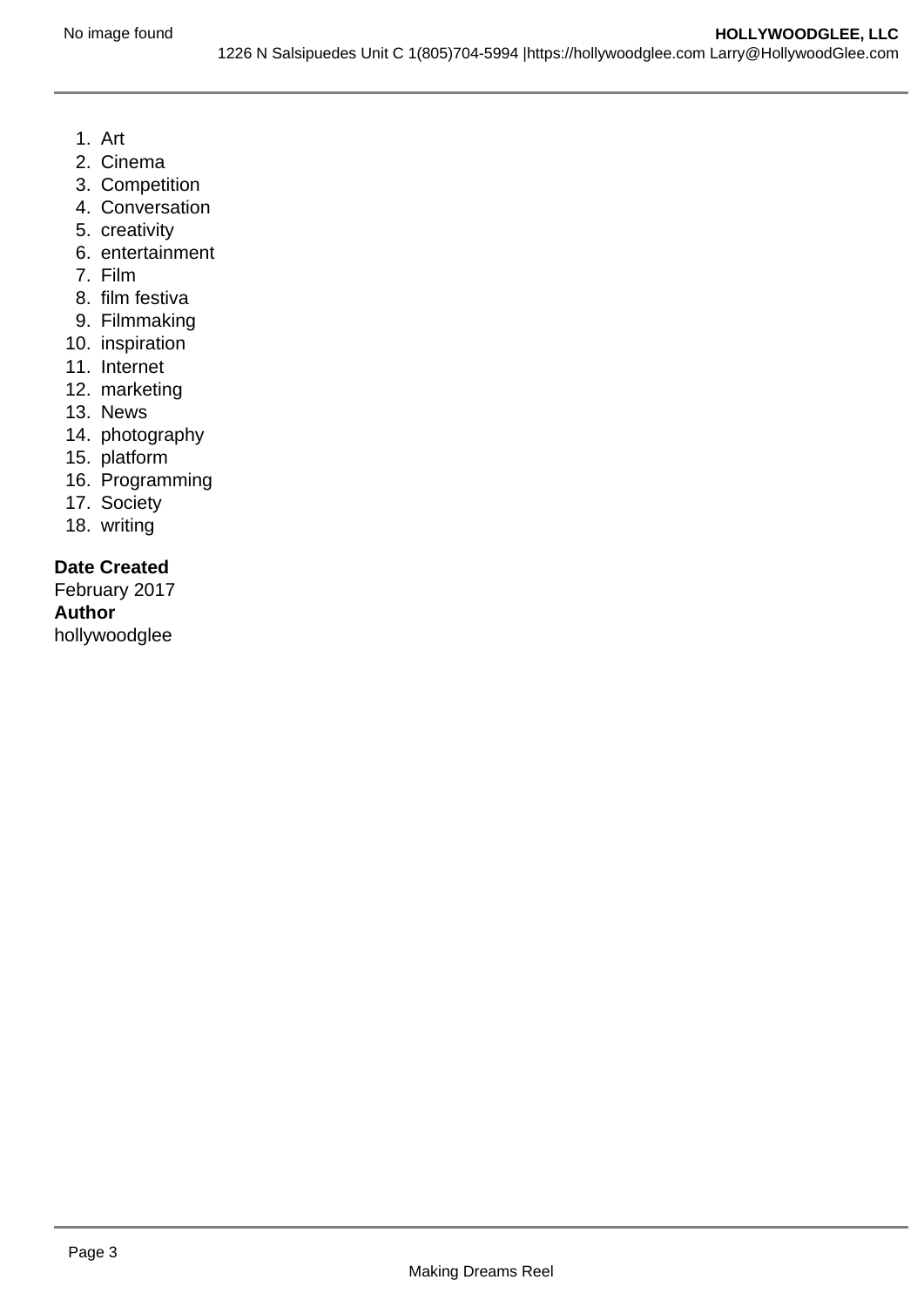1. Art
2. Cinema
3. Competition
4. Conversation
5. creativity
6. entertainment
7. Film
8. film festiva
9. Filmmaking
10. inspiration
11. Internet
12. marketing
13. News
14. photography
15. platform
16. Programming
17. Society
18. writing

**Date Created**
February 2017
**Author**
hollywoodglee